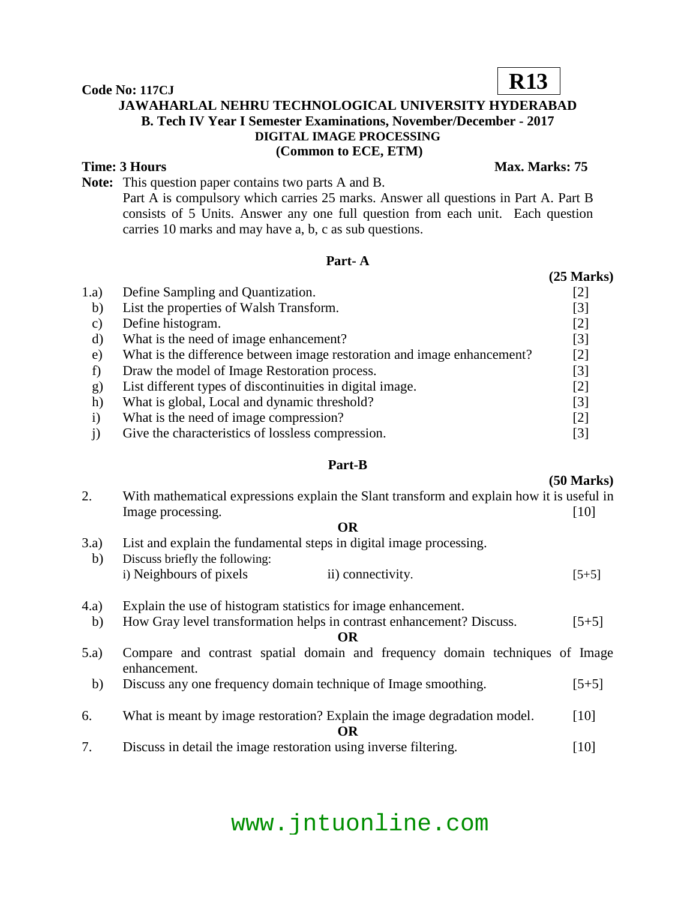**Code No: 117CJ** **R13**

**JAWAHARLAL NEHRU TECHNOLOGICAL UNIVERSITY HYDERABAD**
**B. Tech IV Year I Semester Examinations, November/December - 2017**
**DIGITAL IMAGE PROCESSING**
**(Common to ECE, ETM)**

**Time: 3 Hours** **Max. Marks: 75**

**Note:** This question paper contains two parts A and B.
Part A is compulsory which carries 25 marks. Answer all questions in Part A. Part B consists of 5 Units. Answer any one full question from each unit. Each question carries 10 marks and may have a, b, c as sub questions.

## Part- A

**(25 Marks)**

1.a) Define Sampling and Quantization. [2]
b) List the properties of Walsh Transform. [3]
c) Define histogram. [2]
d) What is the need of image enhancement? [3]
e) What is the difference between image restoration and image enhancement? [2]
f) Draw the model of Image Restoration process. [3]
g) List different types of discontinuities in digital image. [2]
h) What is global, Local and dynamic threshold? [3]
i) What is the need of image compression? [2]
j) Give the characteristics of lossless compression. [3]

## Part-B

**(50 Marks)**

2. With mathematical expressions explain the Slant transform and explain how it is useful in Image processing. [10]

**OR**

3.a) List and explain the fundamental steps in digital image processing.
b) Discuss briefly the following:
i) Neighbours of pixels ii) connectivity. [5+5]

4.a) Explain the use of histogram statistics for image enhancement.
b) How Gray level transformation helps in contrast enhancement? Discuss. [5+5]

**OR**

5.a) Compare and contrast spatial domain and frequency domain techniques of Image enhancement.
b) Discuss any one frequency domain technique of Image smoothing. [5+5]

6. What is meant by image restoration? Explain the image degradation model. [10]

**OR**

7. Discuss in detail the image restoration using inverse filtering. [10]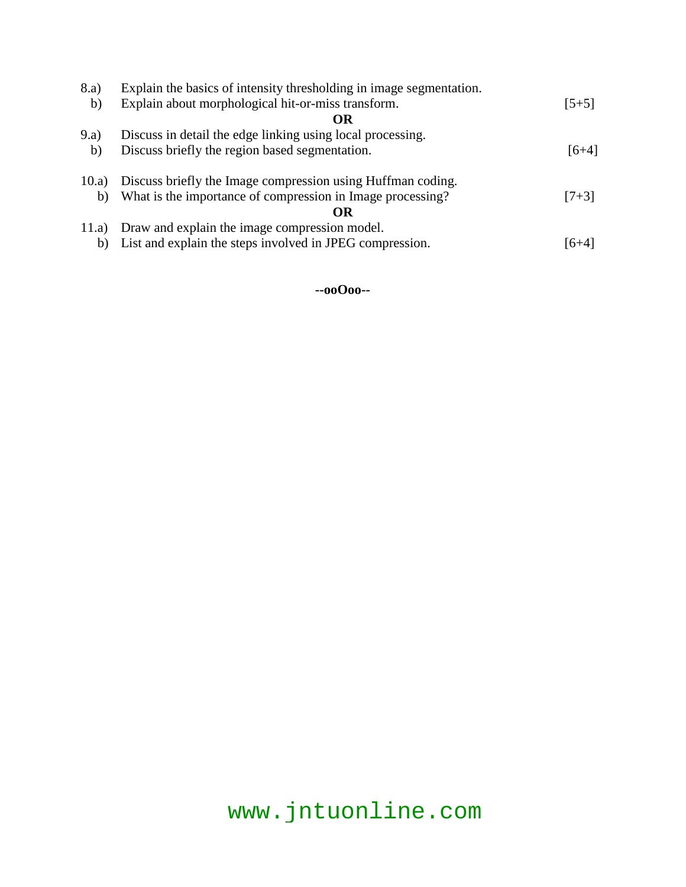8.a) Explain the basics of intensity thresholding in image segmentation.

b) Explain about morphological hit-or-miss transform. [5+5]

**OR**

9.a) Discuss in detail the edge linking using local processing.

b) Discuss briefly the region based segmentation. [6+4]

10.a) Discuss briefly the Image compression using Huffman coding.

b) What is the importance of compression in Image processing? [7+3]

**OR**

11.a) Draw and explain the image compression model.

b) List and explain the steps involved in JPEG compression. [6+4]

**--ooOoo--**